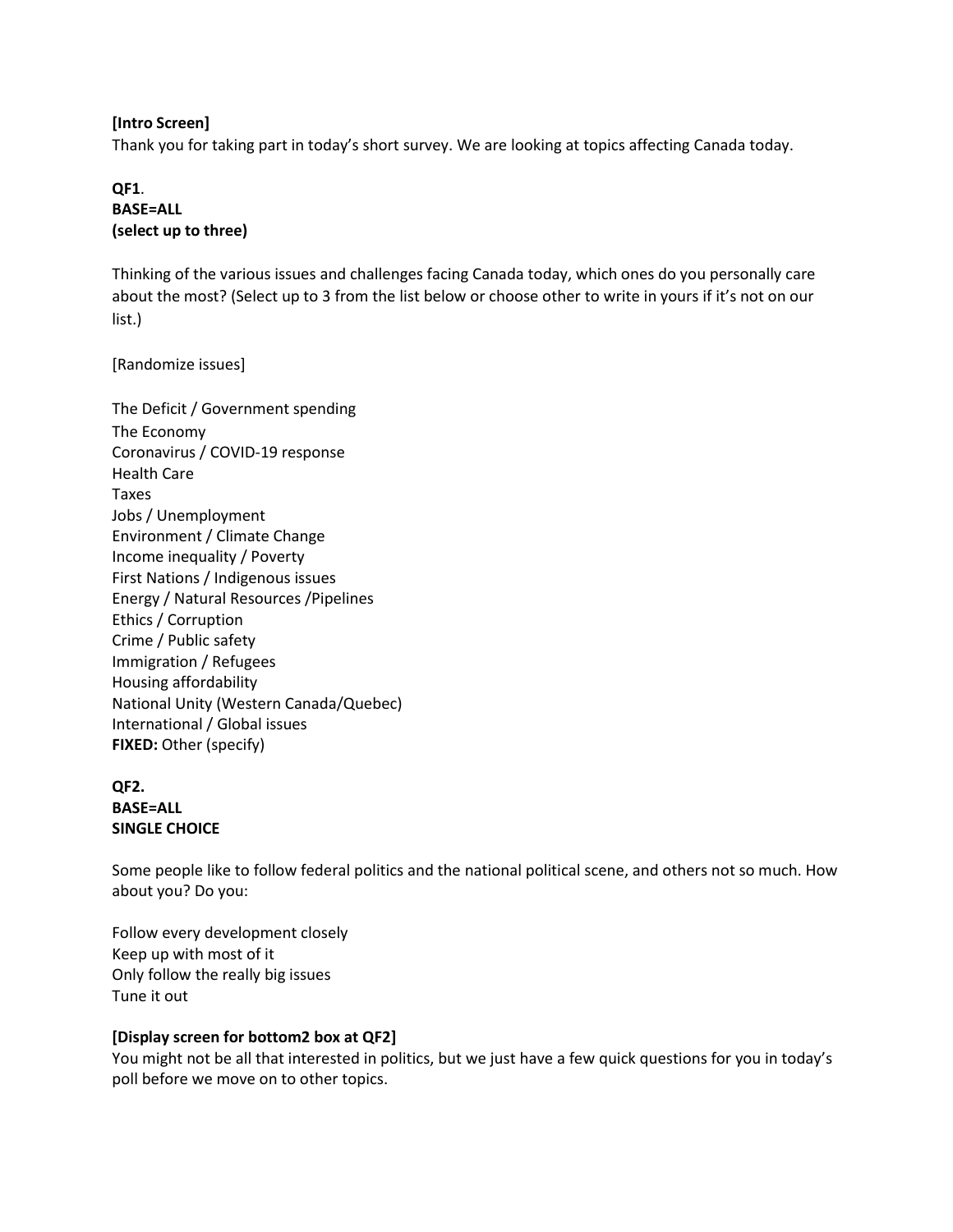**[Intro Screen]**
Thank you for taking part in today's short survey. We are looking at topics affecting Canada today.

**QF1**.
**BASE=ALL**
**(select up to three)**

Thinking of the various issues and challenges facing Canada today, which ones do you personally care about the most? (Select up to 3 from the list below or choose other to write in yours if it's not on our list.)

[Randomize issues]

The Deficit / Government spending
The Economy
Coronavirus / COVID-19 response
Health Care
Taxes
Jobs / Unemployment
Environment / Climate Change
Income inequality / Poverty
First Nations / Indigenous issues
Energy / Natural Resources /Pipelines
Ethics / Corruption
Crime / Public safety
Immigration / Refugees
Housing affordability
National Unity (Western Canada/Quebec)
International / Global issues
**FIXED:** Other (specify)

**QF2.**
**BASE=ALL**
**SINGLE CHOICE**

Some people like to follow federal politics and the national political scene, and others not so much. How about you? Do you:

Follow every development closely
Keep up with most of it
Only follow the really big issues
Tune it out

**[Display screen for bottom2 box at QF2]**
You might not be all that interested in politics, but we just have a few quick questions for you in today's poll before we move on to other topics.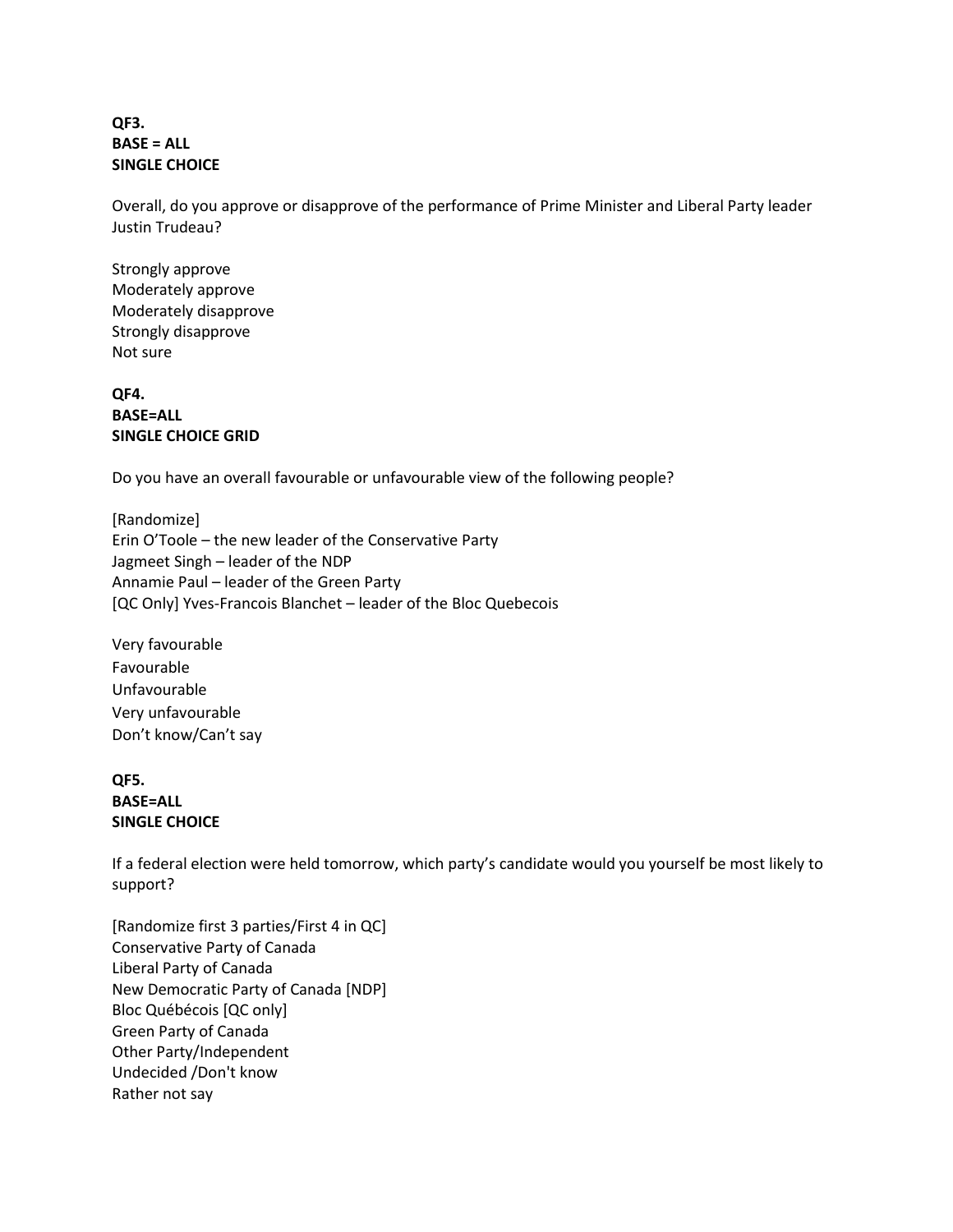**QF3.**
**BASE = ALL**
**SINGLE CHOICE**

Overall, do you approve or disapprove of the performance of Prime Minister and Liberal Party leader Justin Trudeau?

Strongly approve
Moderately approve
Moderately disapprove
Strongly disapprove
Not sure

**QF4.**
**BASE=ALL**
**SINGLE CHOICE GRID**

Do you have an overall favourable or unfavourable view of the following people?

[Randomize]
Erin O'Toole – the new leader of the Conservative Party
Jagmeet Singh – leader of the NDP
Annamie Paul – leader of the Green Party
[QC Only] Yves-Francois Blanchet – leader of the Bloc Quebecois

Very favourable
Favourable
Unfavourable
Very unfavourable
Don't know/Can't say

**QF5.**
**BASE=ALL**
**SINGLE CHOICE**

If a federal election were held tomorrow, which party's candidate would you yourself be most likely to support?

[Randomize first 3 parties/First 4 in QC]
Conservative Party of Canada
Liberal Party of Canada
New Democratic Party of Canada [NDP]
Bloc Québécois [QC only]
Green Party of Canada
Other Party/Independent
Undecided /Don't know
Rather not say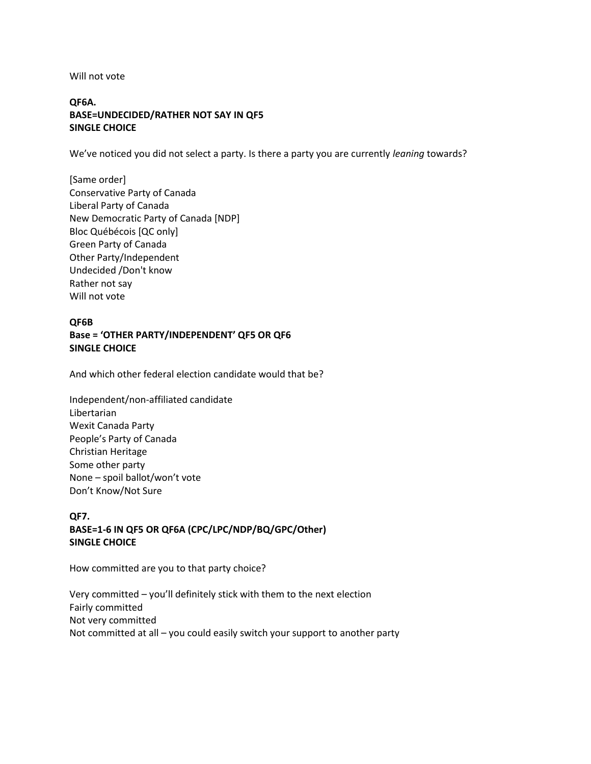Will not vote

**QF6A.**
**BASE=UNDECIDED/RATHER NOT SAY IN QF5**
**SINGLE CHOICE**

We've noticed you did not select a party. Is there a party you are currently *leaning* towards?

[Same order]
Conservative Party of Canada
Liberal Party of Canada
New Democratic Party of Canada [NDP]
Bloc Québécois [QC only]
Green Party of Canada
Other Party/Independent
Undecided /Don't know
Rather not say
Will not vote

**QF6B**
**Base = 'OTHER PARTY/INDEPENDENT' QF5 OR QF6**
**SINGLE CHOICE**

And which other federal election candidate would that be?

Independent/non-affiliated candidate
Libertarian
Wexit Canada Party
People's Party of Canada
Christian Heritage
Some other party
None – spoil ballot/won't vote
Don't Know/Not Sure

**QF7.**
**BASE=1-6 IN QF5 OR QF6A (CPC/LPC/NDP/BQ/GPC/Other)**
**SINGLE CHOICE**

How committed are you to that party choice?

Very committed – you'll definitely stick with them to the next election
Fairly committed
Not very committed
Not committed at all – you could easily switch your support to another party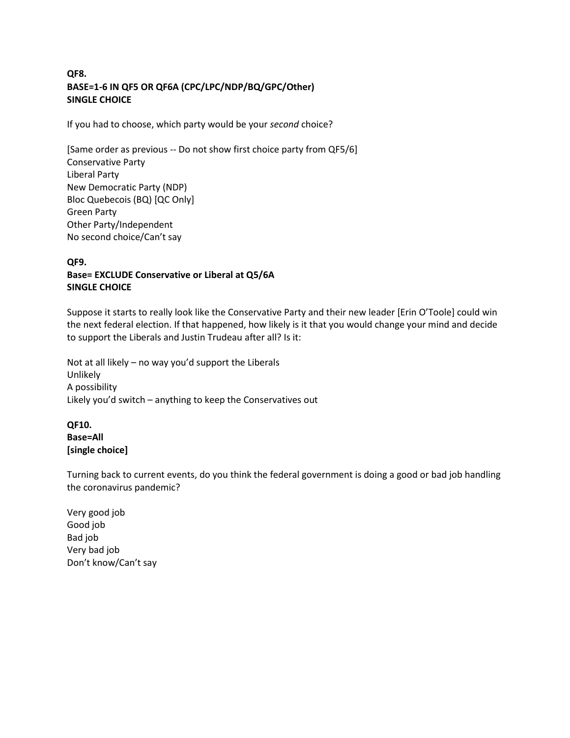**QF8.**
**BASE=1-6 IN QF5 OR QF6A (CPC/LPC/NDP/BQ/GPC/Other)**
**SINGLE CHOICE**

If you had to choose, which party would be your *second* choice?

[Same order as previous -- Do not show first choice party from QF5/6]
Conservative Party
Liberal Party
New Democratic Party (NDP)
Bloc Quebecois (BQ) [QC Only]
Green Party
Other Party/Independent
No second choice/Can't say

**QF9.**
**Base= EXCLUDE Conservative or Liberal at Q5/6A**
**SINGLE CHOICE**

Suppose it starts to really look like the Conservative Party and their new leader [Erin O'Toole] could win the next federal election. If that happened, how likely is it that you would change your mind and decide to support the Liberals and Justin Trudeau after all? Is it:

Not at all likely – no way you'd support the Liberals
Unlikely
A possibility
Likely you'd switch – anything to keep the Conservatives out

**QF10.**
**Base=All**
**[single choice]**

Turning back to current events, do you think the federal government is doing a good or bad job handling the coronavirus pandemic?

Very good job
Good job
Bad job
Very bad job
Don't know/Can't say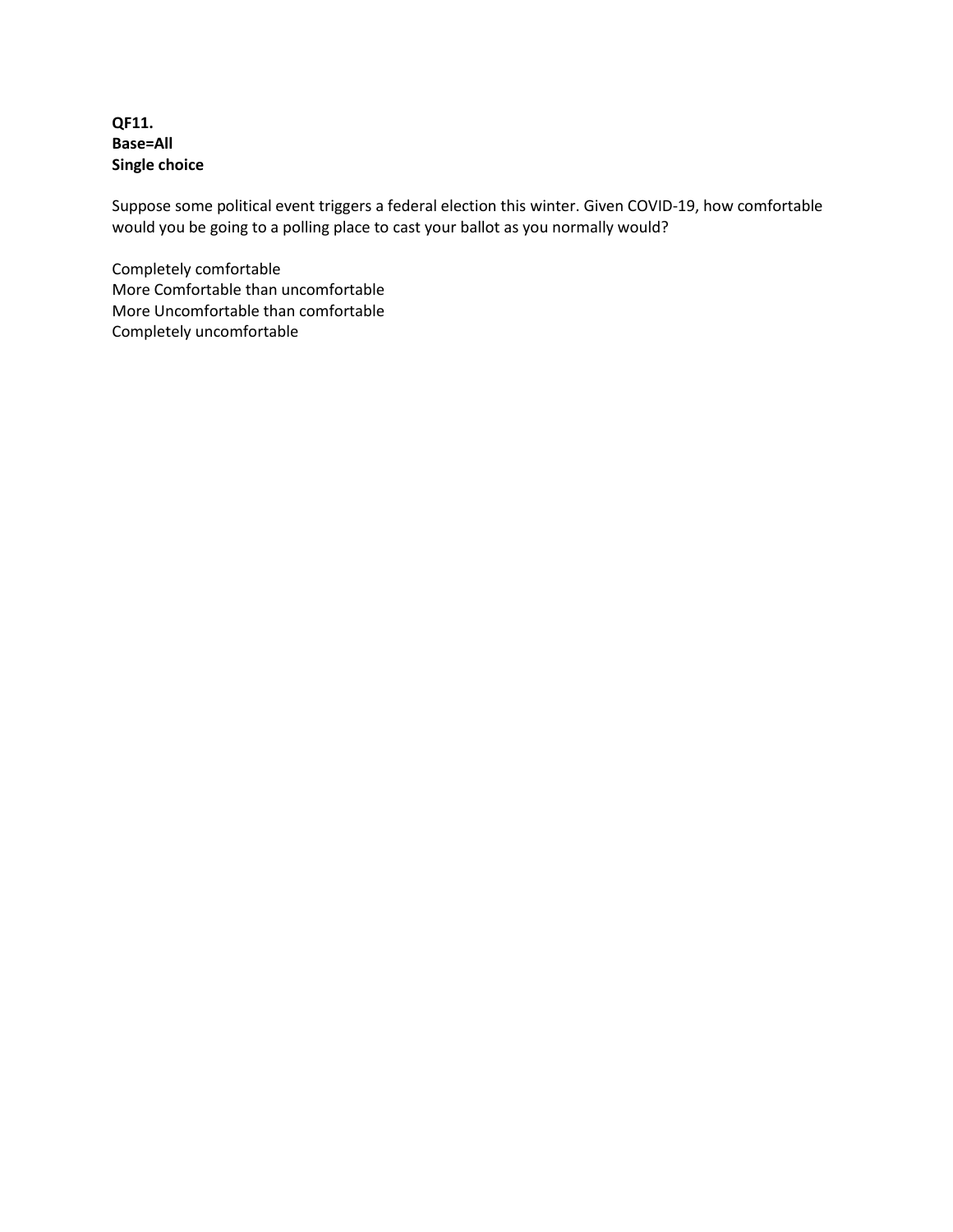**QF11.**
**Base=All**
**Single choice**

Suppose some political event triggers a federal election this winter. Given COVID-19, how comfortable would you be going to a polling place to cast your ballot as you normally would?

Completely comfortable
More Comfortable than uncomfortable
More Uncomfortable than comfortable
Completely uncomfortable